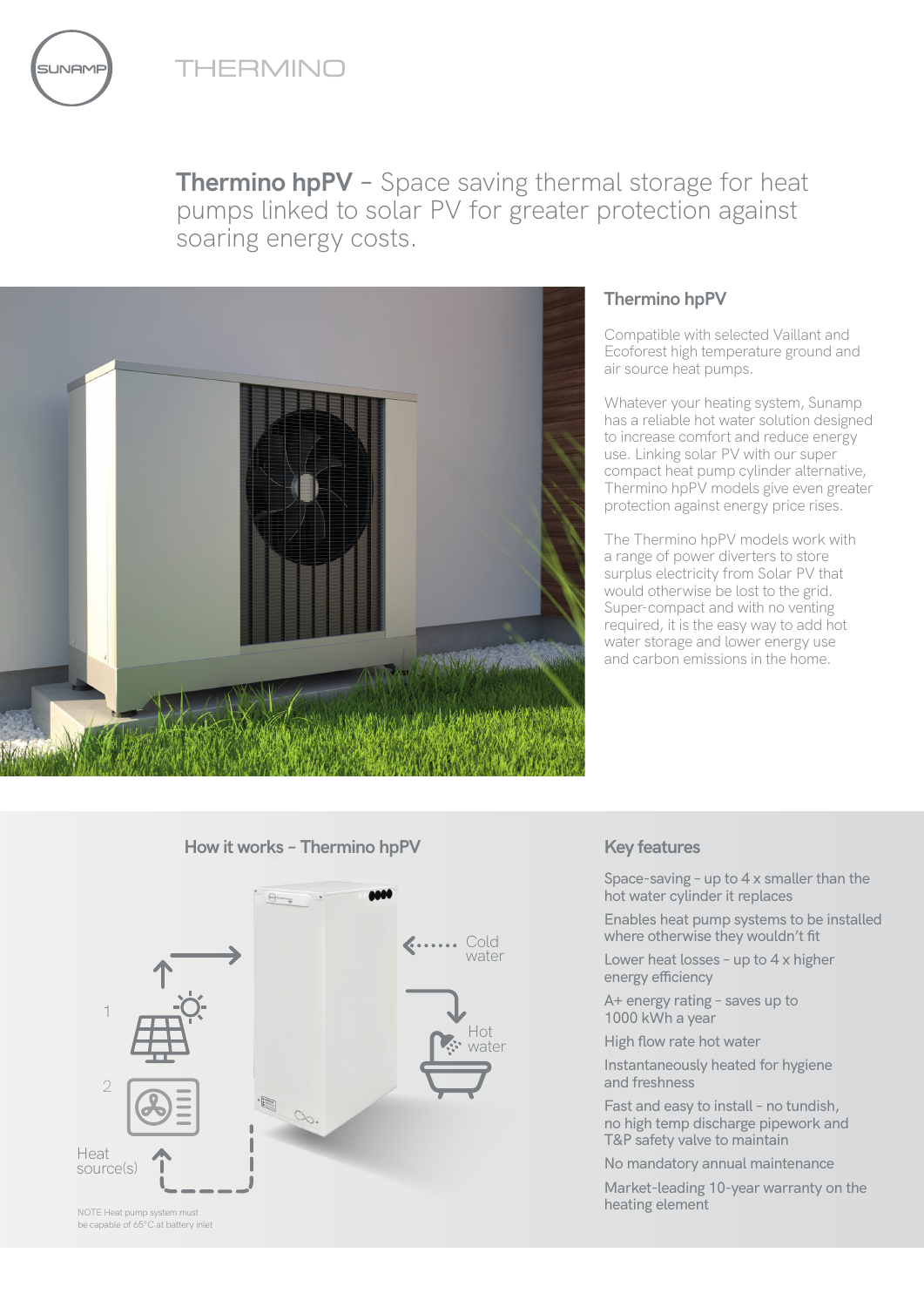THERMINO

# **Thermino hpPV** – Space saving thermal storage for heat pumps linked to solar PV for greater protection against soaring energy costs.

## Thermino hpPV

Compatible with selected Vaillant and Ecoforest high temperature ground and air source heat pumps.

Whatever your heating system, Sunamp has a reliable hot water solution designed to increase comfort and reduce energy use. Linking solar PV with our super compact heat pump cylinder alternative, Thermino hpPV models give even greater protection against energy price rises.

The Thermino hpPV models work with a range of power diverters to store surplus electricity from Solar PV that would otherwise be lost to the grid. Super-compact and with no venting required, it is the easy way to add hot water storage and lower energy use and carbon emissions in the home.

## How it works – Thermino hpPV

1

2

Heat source(s)

Cold water

Hot water

NOTE Heat pump system must be capable of 65°C at battery inlet

## Key features

- Space-saving – up to 4 x smaller than the hot water cylinder it replaces
- Enables heat pump systems to be installed where otherwise they wouldn't fit
- Lower heat losses – up to 4 x higher energy efficiency
- A+ energy rating – saves up to 1000 kWh a year
- High flow rate hot water
- Instantaneously heated for hygiene and freshness
- Fast and easy to install – no tundish, no high temp discharge pipework and T&P safety valve to maintain
- No mandatory annual maintenance
- Market-leading 10-year warranty on the heating element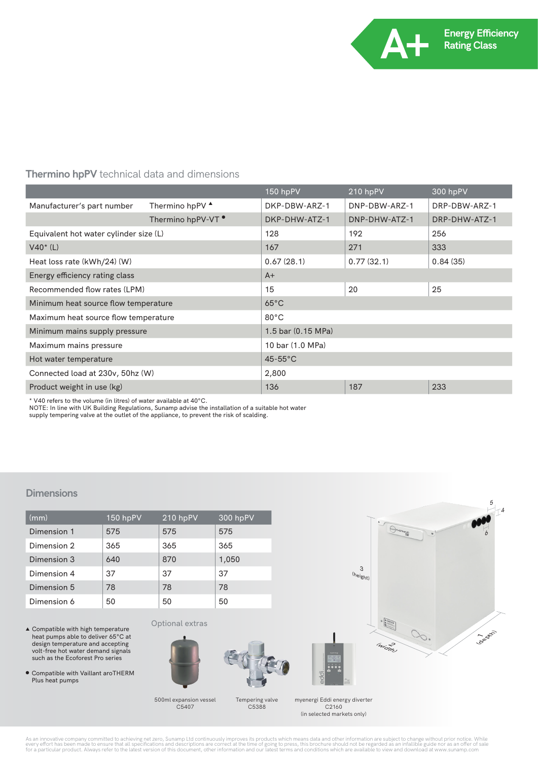A+ Energy Efficiency Rating Class

## **Thermino hpPV** technical data and dimensions

| | | 150 hpPV | 210 hpPV | 300 hpPV |
|---|---|---|---|---|
| Manufacturer's part number | Thermino hpPV ▲ | DKP-DBW-ARZ-1 | DNP-DBW-ARZ-1 | DRP-DBW-ARZ-1 |
| | Thermino hpPV-VT ● | DKP-DHW-ATZ-1 | DNP-DHW-ATZ-1 | DRP-DHW-ATZ-1 |
| Equivalent hot water cylinder size (L) | | 128 | 192 | 256 |
| V40* (L) | | 167 | 271 | 333 |
| Heat loss rate (kWh/24) (W) | | 0.67 (28.1) | 0.77 (32.1) | 0.84 (35) |
| Energy efficiency rating class | | A+ | | |
| Recommended flow rates (LPM) | | 15 | 20 | 25 |
| Minimum heat source flow temperature | | 65°C | | |
| Maximum heat source flow temperature | | 80°C | | |
| Minimum mains supply pressure | | 1.5 bar (0.15 MPa) | | |
| Maximum mains pressure | | 10 bar (1.0 MPa) | | |
| Hot water temperature | | 45-55°C | | |
| Connected load at 230v, 50hz (W) | | 2,800 | | |
| Product weight in use (kg) | | 136 | 187 | 233 |

* V40 refers to the volume (in litres) of water available at 40°C.
NOTE: In line with UK Building Regulations, Sunamp advise the installation of a suitable hot water supply tempering valve at the outlet of the appliance, to prevent the risk of scalding.

## Dimensions

| (mm) | 150 hpPV | 210 hpPV | 300 hpPV |
|---|---|---|---|
| Dimension 1 | 575 | 575 | 575 |
| Dimension 2 | 365 | 365 | 365 |
| Dimension 3 | 640 | 870 | 1,050 |
| Dimension 4 | 37 | 37 | 37 |
| Dimension 5 | 78 | 78 | 78 |
| Dimension 6 | 50 | 50 | 50 |

1 (depth)
2 (width)
3 (height)
4
5
6

▲ Compatible with high temperature heat pumps able to deliver 65°C at design temperature and accepting volt-free hot water demand signals such as the Ecoforest Pro series

● Compatible with Vaillant aroTHERM Plus heat pumps

### Optional extras

500ml expansion vessel
C5407

Tempering valve
C5388

myenergi Eddi energy diverter
C2160
(in selected markets only)

As an innovative company committed to achieving net zero, Sunamp Ltd continuously improves its products which means data and other information are subject to change without prior notice. While every effort has been made to ensure that all specifications and descriptions are correct at the time of going to press, this brochure should not be regarded as an infallible guide nor as an offer of sale for a particular product. Always refer to the latest version of this document, other information and our latest terms and conditions which are available to view and download at www.sunamp.com